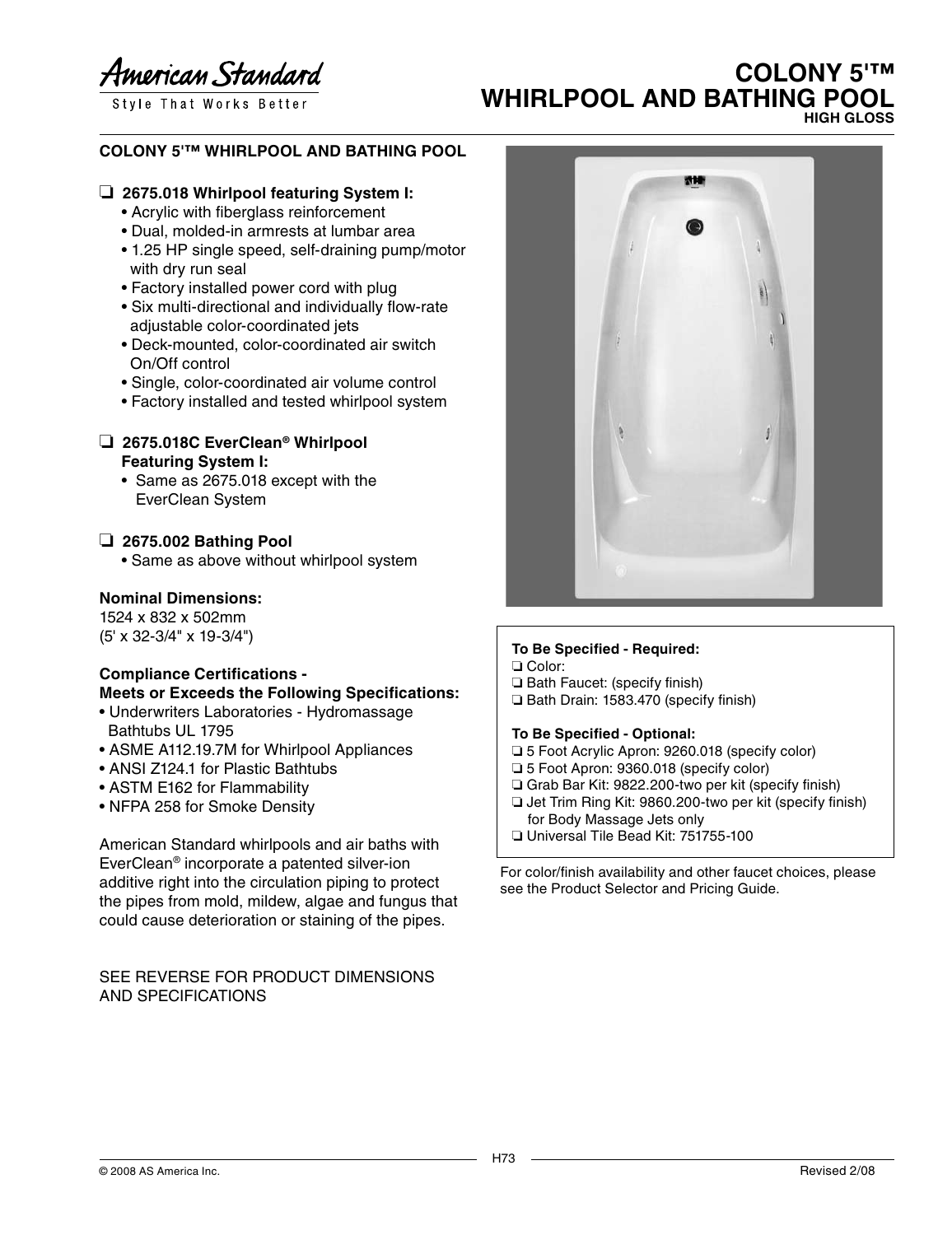American Standard

Style That Works Better

# COLONY 5'™ WHIRLPOOL AND BATHING POOL

HIGH GLOSS

## COLONY 5'™ WHIRLPOOL AND BATHING POOL

❑ **2675.018 Whirlpool featuring System I:**

- Acrylic with fiberglass reinforcement
- Dual, molded-in armrests at lumbar area
- 1.25 HP single speed, self-draining pump/motor with dry run seal
- Factory installed power cord with plug
- Six multi-directional and individually flow-rate adjustable color-coordinated jets
- Deck-mounted, color-coordinated air switch On/Off control
- Single, color-coordinated air volume control
- Factory installed and tested whirlpool system

❑ **2675.018C EverClean® Whirlpool Featuring System I:**

- Same as 2675.018 except with the EverClean System

❑ **2675.002 Bathing Pool**

- Same as above without whirlpool system

**Nominal Dimensions:**

1524 x 832 x 502mm
(5' x 32-3/4" x 19-3/4")

**Compliance Certifications - Meets or Exceeds the Following Specifications:**

- Underwriters Laboratories - Hydromassage Bathtubs UL 1795
- ASME A112.19.7M for Whirlpool Appliances
- ANSI Z124.1 for Plastic Bathtubs
- ASTM E162 for Flammability
- NFPA 258 for Smoke Density

American Standard whirlpools and air baths with EverClean® incorporate a patented silver-ion additive right into the circulation piping to protect the pipes from mold, mildew, algae and fungus that could cause deterioration or staining of the pipes.

SEE REVERSE FOR PRODUCT DIMENSIONS AND SPECIFICATIONS

**To Be Specified - Required:**

❑ Color:
❑ Bath Faucet: (specify finish)
❑ Bath Drain: 1583.470 (specify finish)

**To Be Specified - Optional:**

❑ 5 Foot Acrylic Apron: 9260.018 (specify color)
❑ 5 Foot Apron: 9360.018 (specify color)
❑ Grab Bar Kit: 9822.200-two per kit (specify finish)
❑ Jet Trim Ring Kit: 9860.200-two per kit (specify finish) for Body Massage Jets only
❑ Universal Tile Bead Kit: 751755-100

For color/finish availability and other faucet choices, please see the Product Selector and Pricing Guide.

© 2008 AS America Inc.

Revised 2/08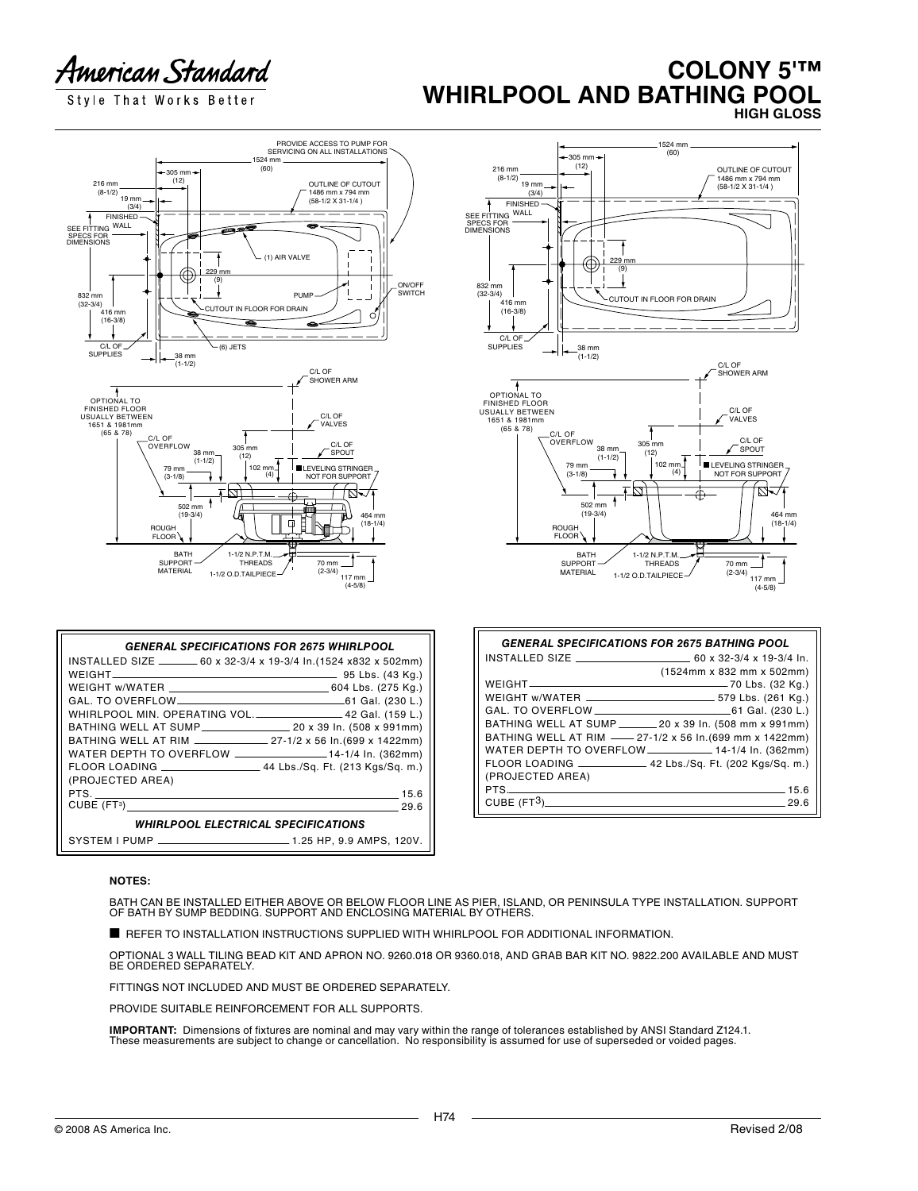American Standard
Style That Works Better

# COLONY 5'™ WHIRLPOOL AND BATHING POOL
## HIGH GLOSS

PROVIDE ACCESS TO PUMP FOR SERVICING ON ALL INSTALLATIONS
1524 mm (60)
305 mm (12)
216 mm (8-1/2)
19 mm (3/4)
FINISHED WALL
SEE FITTING SPECS FOR DIMENSIONS
OUTLINE OF CUTOUT 1486 mm x 794 mm (58-1/2 X 31-1/4 )
(1) AIR VALVE
229 mm (9)
832 mm (32-3/4)
416 mm (16-3/8)
PUMP
ON/OFF SWITCH
CUTOUT IN FLOOR FOR DRAIN
C/L OF SUPPLIES
38 mm (1-1/2)
(6) JETS
C/L OF SHOWER ARM
OPTIONAL TO FINISHED FLOOR USUALLY BETWEEN 1651 & 1981mm (65 & 78)
C/L OF VALVES
C/L OF OVERFLOW
38 mm (1-1/2)
305 mm (12)
C/L OF SPOUT
79 mm (3-1/8)
102 mm (4)
■ LEVELING STRINGER NOT FOR SUPPORT
502 mm (19-3/4)
464 mm (18-1/4)
ROUGH FLOOR
BATH SUPPORT MATERIAL
1-1/2 N.P.T.M. THREADS
1-1/2 O.D.TAILPIECE
70 mm (2-3/4)
117 mm (4-5/8)

1524 mm (60)
305 mm (12)
216 mm (8-1/2)
19 mm (3/4)
FINISHED WALL
SEE FITTING SPECS FOR DIMENSIONS
OUTLINE OF CUTOUT 1486 mm x 794 mm (58-1/2 X 31-1/4 )
229 mm (9)
832 mm (32-3/4)
416 mm (16-3/8)
CUTOUT IN FLOOR FOR DRAIN
C/L OF SUPPLIES
38 mm (1-1/2)
C/L OF SHOWER ARM
OPTIONAL TO FINISHED FLOOR USUALLY BETWEEN 1651 & 1981mm (65 & 78)
C/L OF VALVES
C/L OF OVERFLOW
38 mm (1-1/2)
305 mm (12)
C/L OF SPOUT
79 mm (3-1/8)
102 mm (4)
■ LEVELING STRINGER NOT FOR SUPPORT
502 mm (19-3/4)
464 mm (18-1/4)
ROUGH FLOOR
BATH SUPPORT MATERIAL
1-1/2 N.P.T.M. THREADS
1-1/2 O.D.TAILPIECE
70 mm (2-3/4)
117 mm (4-5/8)

### GENERAL SPECIFICATIONS FOR 2675 WHIRLPOOL

| | |
|---|---|
| INSTALLED SIZE | 60 x 32-3/4 x 19-3/4 In.(1524 mm x832 x 502mm) |
| WEIGHT | 95 Lbs. (43 Kg.) |
| WEIGHT w/WATER | 604 Lbs. (275 Kg.) |
| GAL. TO OVERFLOW | 61 Gal. (230 L.) |
| WHIRLPOOL MIN. OPERATING VOL. | 42 Gal. (159 L.) |
| BATHING WELL AT SUMP | 20 x 39 In. (508 x 991mm) |
| BATHING WELL AT RIM | 27-1/2 x 56 In.(699 x 1422mm) |
| WATER DEPTH TO OVERFLOW | 14-1/4 In. (362mm) |
| FLOOR LOADING (PROJECTED AREA) | 44 Lbs./Sq. Ft. (213 Kgs/Sq. m.) |
| PTS. | 15.6 |
| CUBE ($FT^3$) | 29.6 |

### WHIRLPOOL ELECTRICAL SPECIFICATIONS

| | |
|---|---|
| SYSTEM I PUMP | 1.25 HP, 9.9 AMPS, 120V. |

### GENERAL SPECIFICATIONS FOR 2675 BATHING POOL

| | |
|---|---|
| INSTALLED SIZE | 60 x 32-3/4 x 19-3/4 In. (1524mm x 832 mm x 502mm) |
| WEIGHT | 70 Lbs. (32 Kg.) |
| WEIGHT w/WATER | 579 Lbs. (261 Kg.) |
| GAL. TO OVERFLOW | 61 Gal. (230 L.) |
| BATHING WELL AT SUMP | 20 x 39 In. (508 mm x 991mm) |
| BATHING WELL AT RIM | 27-1/2 x 56 In.(699 mm x 1422mm) |
| WATER DEPTH TO OVERFLOW | 14-1/4 In. (362mm) |
| FLOOR LOADING (PROJECTED AREA) | 42 Lbs./Sq. Ft. (202 Kgs/Sq. m.) |
| PTS. | 15.6 |
| CUBE ($FT^3$) | 29.6 |

**NOTES:**

BATH CAN BE INSTALLED EITHER ABOVE OR BELOW FLOOR LINE AS PIER, ISLAND, OR PENINSULA TYPE INSTALLATION. SUPPORT OF BATH BY SUMP BEDDING. SUPPORT AND ENCLOSING MATERIAL BY OTHERS.

■ REFER TO INSTALLATION INSTRUCTIONS SUPPLIED WITH WHIRLPOOL FOR ADDITIONAL INFORMATION.

OPTIONAL 3 WALL TILING BEAD KIT AND APRON NO. 9260.018 OR 9360.018, AND GRAB BAR KIT NO. 9822.200 AVAILABLE AND MUST BE ORDERED SEPARATELY.

FITTINGS NOT INCLUDED AND MUST BE ORDERED SEPARATELY.

PROVIDE SUITABLE REINFORCEMENT FOR ALL SUPPORTS.

**IMPORTANT:** Dimensions of fixtures are nominal and may vary within the range of tolerances established by ANSI Standard Z124.1. These measurements are subject to change or cancellation. No responsibility is assumed for use of superseded or voided pages.

H74

© 2008 AS America Inc.

Revised 2/08